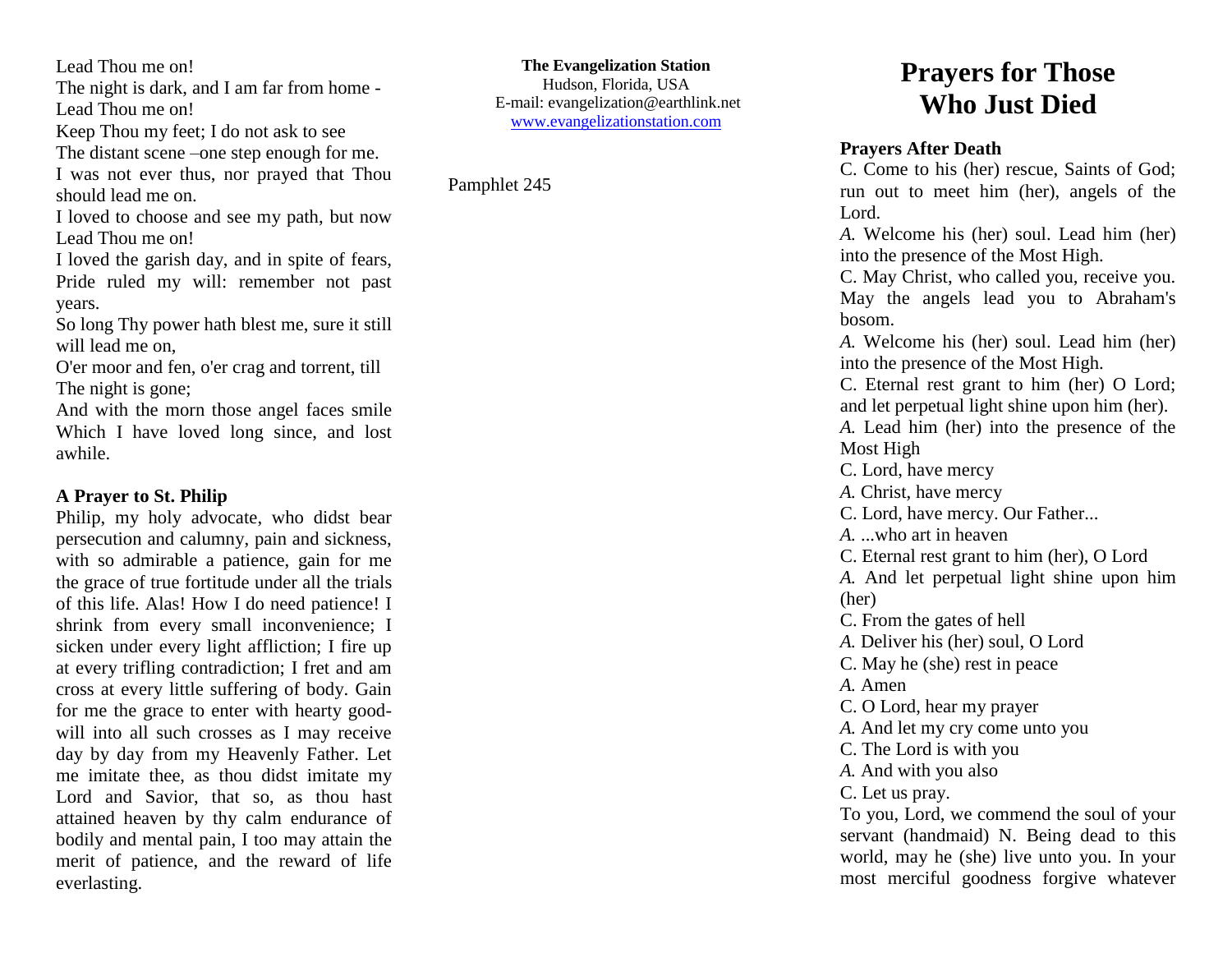Lead Thou me on!
The night is dark, and I am far from home -
Lead Thou me on!
Keep Thou my feet; I do not ask to see
The distant scene –one step enough for me.
I was not ever thus, nor prayed that Thou should lead me on.
I loved to choose and see my path, but now
Lead Thou me on!
I loved the garish day, and in spite of fears,
Pride ruled my will: remember not past years.
So long Thy power hath blest me, sure it still will lead me on,
O'er moor and fen, o'er crag and torrent, till
The night is gone;
And with the morn those angel faces smile
Which I have loved long since, and lost awhile.

**A Prayer to St. Philip**

Philip, my holy advocate, who didst bear persecution and calumny, pain and sickness, with so admirable a patience, gain for me the grace of true fortitude under all the trials of this life. Alas! How I do need patience! I shrink from every small inconvenience; I sicken under every light affliction; I fire up at every trifling contradiction; I fret and am cross at every little suffering of body. Gain for me the grace to enter with hearty good-will into all such crosses as I may receive day by day from my Heavenly Father. Let me imitate thee, as thou didst imitate my Lord and Savior, that so, as thou hast attained heaven by thy calm endurance of bodily and mental pain, I too may attain the merit of patience, and the reward of life everlasting.

**The Evangelization Station**
Hudson, Florida, USA
E-mail: evangelization@earthlink.net
www.evangelizationstation.com

Pamphlet 245

# Prayers for Those Who Just Died

**Prayers After Death**

C. Come to his (her) rescue, Saints of God; run out to meet him (her), angels of the Lord.
*A.* Welcome his (her) soul. Lead him (her) into the presence of the Most High.
C. May Christ, who called you, receive you. May the angels lead you to Abraham's bosom.
*A.* Welcome his (her) soul. Lead him (her) into the presence of the Most High.
C. Eternal rest grant to him (her) O Lord; and let perpetual light shine upon him (her).
*A.* Lead him (her) into the presence of the Most High
C. Lord, have mercy
*A.* Christ, have mercy
C. Lord, have mercy. Our Father...
*A.* ...who art in heaven
C. Eternal rest grant to him (her), O Lord
*A.* And let perpetual light shine upon him (her)
C. From the gates of hell
*A.* Deliver his (her) soul, O Lord
C. May he (she) rest in peace
*A.* Amen
C. O Lord, hear my prayer
*A.* And let my cry come unto you
C. The Lord is with you
*A.* And with you also
C. Let us pray.
To you, Lord, we commend the soul of your servant (handmaid) N. Being dead to this world, may he (she) live unto you. In your most merciful goodness forgive whatever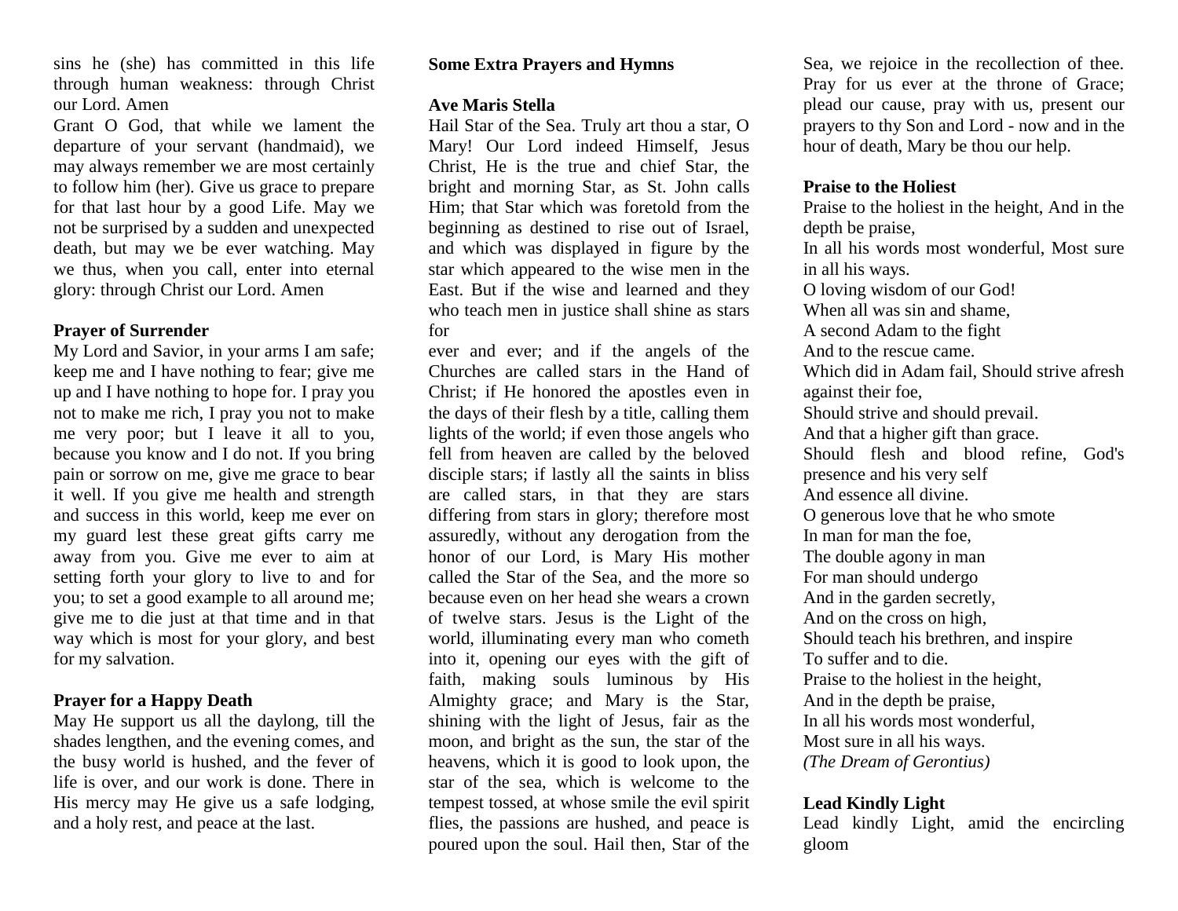sins he (she) has committed in this life through human weakness: through Christ our Lord. Amen

Grant O God, that while we lament the departure of your servant (handmaid), we may always remember we are most certainly to follow him (her). Give us grace to prepare for that last hour by a good Life. May we not be surprised by a sudden and unexpected death, but may we be ever watching. May we thus, when you call, enter into eternal glory: through Christ our Lord. Amen

**Prayer of Surrender**

My Lord and Savior, in your arms I am safe; keep me and I have nothing to fear; give me up and I have nothing to hope for. I pray you not to make me rich, I pray you not to make me very poor; but I leave it all to you, because you know and I do not. If you bring pain or sorrow on me, give me grace to bear it well. If you give me health and strength and success in this world, keep me ever on my guard lest these great gifts carry me away from you. Give me ever to aim at setting forth your glory to live to and for you; to set a good example to all around me; give me to die just at that time and in that way which is most for your glory, and best for my salvation.

**Prayer for a Happy Death**

May He support us all the daylong, till the shades lengthen, and the evening comes, and the busy world is hushed, and the fever of life is over, and our work is done. There in His mercy may He give us a safe lodging, and a holy rest, and peace at the last.

**Some Extra Prayers and Hymns**

**Ave Maris Stella**

Hail Star of the Sea. Truly art thou a star, O Mary! Our Lord indeed Himself, Jesus Christ, He is the true and chief Star, the bright and morning Star, as St. John calls Him; that Star which was foretold from the beginning as destined to rise out of Israel, and which was displayed in figure by the star which appeared to the wise men in the East. But if the wise and learned and they who teach men in justice shall shine as stars for ever and ever; and if the angels of the Churches are called stars in the Hand of Christ; if He honored the apostles even in the days of their flesh by a title, calling them lights of the world; if even those angels who fell from heaven are called by the beloved disciple stars; if lastly all the saints in bliss are called stars, in that they are stars differing from stars in glory; therefore most assuredly, without any derogation from the honor of our Lord, is Mary His mother called the Star of the Sea, and the more so because even on her head she wears a crown of twelve stars. Jesus is the Light of the world, illuminating every man who cometh into it, opening our eyes with the gift of faith, making souls luminous by His Almighty grace; and Mary is the Star, shining with the light of Jesus, fair as the moon, and bright as the sun, the star of the heavens, which it is good to look upon, the star of the sea, which is welcome to the tempest tossed, at whose smile the evil spirit flies, the passions are hushed, and peace is poured upon the soul. Hail then, Star of the Sea, we rejoice in the recollection of thee. Pray for us ever at the throne of Grace; plead our cause, pray with us, present our prayers to thy Son and Lord - now and in the hour of death, Mary be thou our help.

**Praise to the Holiest**

Praise to the holiest in the height, And in the depth be praise,  
In all his words most wonderful, Most sure in all his ways.  
O loving wisdom of our God!  
When all was sin and shame,  
A second Adam to the fight  
And to the rescue came.  
Which did in Adam fail, Should strive afresh against their foe,  
Should strive and should prevail.  
And that a higher gift than grace.  
Should flesh and blood refine, God's presence and his very self  
And essence all divine.  
O generous love that he who smote  
In man for man the foe,  
The double agony in man  
For man should undergo  
And in the garden secretly,  
And on the cross on high,  
Should teach his brethren, and inspire  
To suffer and to die.  
Praise to the holiest in the height,  
And in the depth be praise,  
In all his words most wonderful,  
Most sure in all his ways.  
*(The Dream of Gerontius)*

**Lead Kindly Light**

Lead kindly Light, amid the encircling gloom